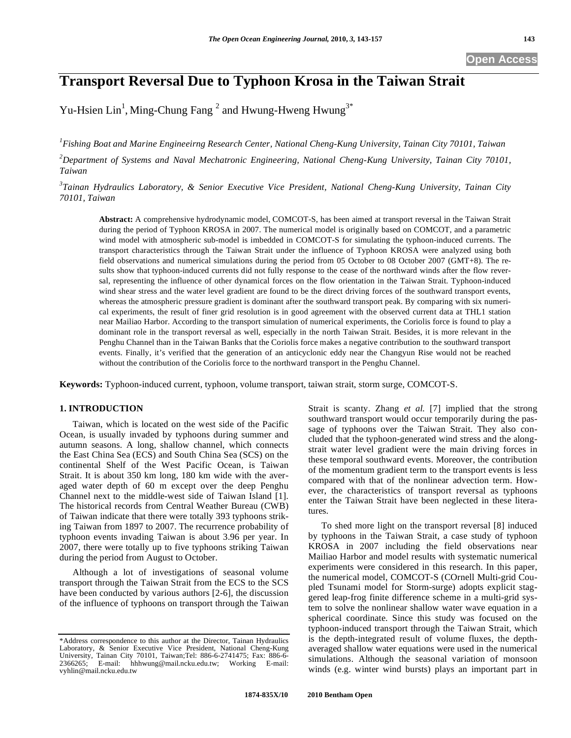# Transport Reversal Due to Typhoon Krosa in the Taiwan Strait

Yu-Hsien Lin[1], Ming-Chung Fang [2] and Hwung-Hweng Hwung[3*]

[1]*Fishing Boat and Marine Engineeirng Research Center, National Cheng-Kung University, Tainan City 70101, Taiwan*

[2]*Department of Systems and Naval Mechatronic Engineering, National Cheng-Kung University, Tainan City 70101, Taiwan*

[3]*Tainan Hydraulics Laboratory, & Senior Executive Vice President, National Cheng-Kung University, Tainan City 70101, Taiwan*

**Abstract:** A comprehensive hydrodynamic model, COMCOT-S, has been aimed at transport reversal in the Taiwan Strait during the period of Typhoon KROSA in 2007. The numerical model is originally based on COMCOT, and a parametric wind model with atmospheric sub-model is imbedded in COMCOT-S for simulating the typhoon-induced currents. The transport characteristics through the Taiwan Strait under the influence of Typhoon KROSA were analyzed using both field observations and numerical simulations during the period from 05 October to 08 October 2007 (GMT+8). The results show that typhoon-induced currents did not fully response to the cease of the northward winds after the flow reversal, representing the influence of other dynamical forces on the flow orientation in the Taiwan Strait. Typhoon-induced wind shear stress and the water level gradient are found to be the direct driving forces of the southward transport events, whereas the atmospheric pressure gradient is dominant after the southward transport peak. By comparing with six numerical experiments, the result of finer grid resolution is in good agreement with the observed current data at THL1 station near Mailiao Harbor. According to the transport simulation of numerical experiments, the Coriolis force is found to play a dominant role in the transport reversal as well, especially in the north Taiwan Strait. Besides, it is more relevant in the Penghu Channel than in the Taiwan Banks that the Coriolis force makes a negative contribution to the southward transport events. Finally, it's verified that the generation of an anticyclonic eddy near the Changyun Rise would not be reached without the contribution of the Coriolis force to the northward transport in the Penghu Channel.

**Keywords:** Typhoon-induced current, typhoon, volume transport, taiwan strait, storm surge, COMCOT-S.

## 1. INTRODUCTION

Taiwan, which is located on the west side of the Pacific Ocean, is usually invaded by typhoons during summer and autumn seasons. A long, shallow channel, which connects the East China Sea (ECS) and South China Sea (SCS) on the continental Shelf of the West Pacific Ocean, is Taiwan Strait. It is about 350 km long, 180 km wide with the averaged water depth of 60 m except over the deep Penghu Channel next to the middle-west side of Taiwan Island [1]. The historical records from Central Weather Bureau (CWB) of Taiwan indicate that there were totally 393 typhoons striking Taiwan from 1897 to 2007. The recurrence probability of typhoon events invading Taiwan is about 3.96 per year. In 2007, there were totally up to five typhoons striking Taiwan during the period from August to October.

Although a lot of investigations of seasonal volume transport through the Taiwan Strait from the ECS to the SCS have been conducted by various authors [2-6], the discussion of the influence of typhoons on transport through the Taiwan Strait is scanty. Zhang *et al.* [7] implied that the strong southward transport would occur temporarily during the passage of typhoons over the Taiwan Strait. They also concluded that the typhoon-generated wind stress and the along-strait water level gradient were the main driving forces in these temporal southward events. Moreover, the contribution of the momentum gradient term to the transport events is less compared with that of the nonlinear advection term. However, the characteristics of transport reversal as typhoons enter the Taiwan Strait have been neglected in these literatures.

To shed more light on the transport reversal [8] induced by typhoons in the Taiwan Strait, a case study of typhoon KROSA in 2007 including the field observations near Mailiao Harbor and model results with systematic numerical experiments were considered in this research. In this paper, the numerical model, COMCOT-S (COrnell Multi-grid Coupled Tsunami model for Storm-surge) adopts explicit staggered leap-frog finite difference scheme in a multi-grid system to solve the nonlinear shallow water wave equation in a spherical coordinate. Since this study was focused on the typhoon-induced transport through the Taiwan Strait, which is the depth-integrated result of volume fluxes, the depth-averaged shallow water equations were used in the numerical simulations. Although the seasonal variation of monsoon winds (e.g. winter wind bursts) plays an important part in

*Address correspondence to this author at the Director, Tainan Hydraulics Laboratory, & Senior Executive Vice President, National Cheng-Kung University, Tainan City 70101, Taiwan;Tel: 886-6-2741475; Fax: 886-6-2366265; E-mail: hhhwung@mail.ncku.edu.tw; Working E-mail: vyhlin@mail.ncku.edu.tw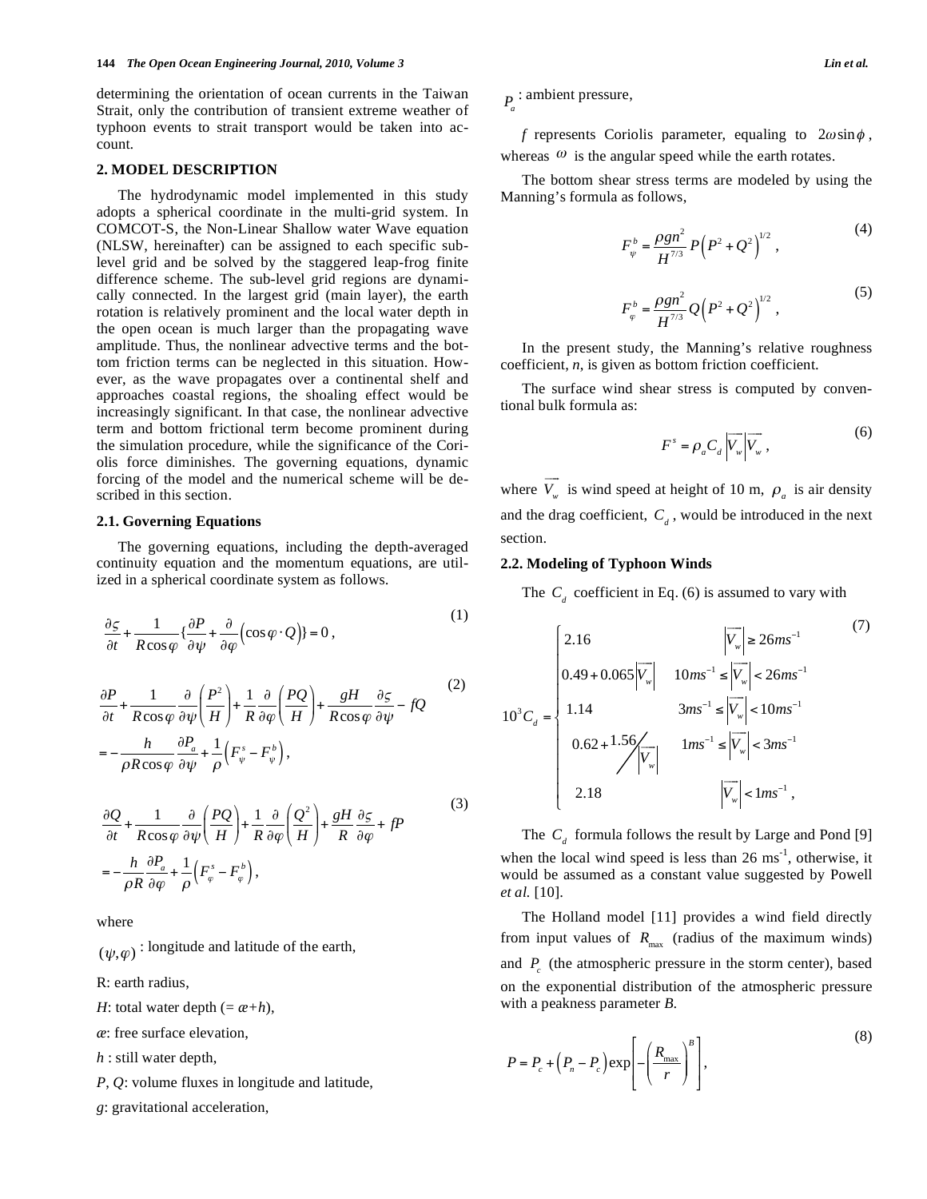determining the orientation of ocean currents in the Taiwan Strait, only the contribution of transient extreme weather of typhoon events to strait transport would be taken into account.

## 2. MODEL DESCRIPTION

The hydrodynamic model implemented in this study adopts a spherical coordinate in the multi-grid system. In COMCOT-S, the Non-Linear Shallow water Wave equation (NLSW, hereinafter) can be assigned to each specific sub-level grid and be solved by the staggered leap-frog finite difference scheme. The sub-level grid regions are dynamically connected. In the largest grid (main layer), the earth rotation is relatively prominent and the local water depth in the open ocean is much larger than the propagating wave amplitude. Thus, the nonlinear advective terms and the bottom friction terms can be neglected in this situation. However, as the wave propagates over a continental shelf and approaches coastal regions, the shoaling effect would be increasingly significant. In that case, the nonlinear advective term and bottom frictional term become prominent during the simulation procedure, while the significance of the Coriolis force diminishes. The governing equations, dynamic forcing of the model and the numerical scheme will be described in this section.

### 2.1. Governing Equations

The governing equations, including the depth-averaged continuity equation and the momentum equations, are utilized in a spherical coordinate system as follows.

$$\frac{\partial \varsigma}{\partial t} + \frac{1}{R\cos\varphi}\left\{\frac{\partial P}{\partial \psi} + \frac{\partial}{\partial \varphi}\left(\cos\varphi \cdot Q\right)\right\} = 0 , \tag{1}$$

$$\frac{\partial P}{\partial t} + \frac{1}{R\cos\varphi}\frac{\partial}{\partial \psi}\left(\frac{P^2}{H}\right) + \frac{1}{R}\frac{\partial}{\partial \varphi}\left(\frac{PQ}{H}\right) + \frac{gH}{R\cos\varphi}\frac{\partial \varsigma}{\partial \psi} - fQ = -\frac{h}{\rho R\cos\varphi}\frac{\partial P_a}{\partial \psi} + \frac{1}{\rho}\left(F_{\psi}^{s} - F_{\psi}^{b}\right), \tag{2}$$

$$\frac{\partial Q}{\partial t} + \frac{1}{R\cos\varphi}\frac{\partial}{\partial \psi}\left(\frac{PQ}{H}\right) + \frac{1}{R}\frac{\partial}{\partial \varphi}\left(\frac{Q^2}{H}\right) + \frac{gH}{R}\frac{\partial \varsigma}{\partial \varphi} + fP = -\frac{h}{\rho R}\frac{\partial P_a}{\partial \varphi} + \frac{1}{\rho}\left(F_{\varphi}^{s} - F_{\varphi}^{b}\right), \tag{3}$$

where

$(\psi,\varphi)$ : longitude and latitude of the earth,

R: earth radius,

*H*: total water depth (= *æ*+*h*),

*æ*: free surface elevation,

*h* : still water depth,

*P*, *Q*: volume fluxes in longitude and latitude,

*g*: gravitational acceleration,

$P_a$ : ambient pressure,

*f* represents Coriolis parameter, equaling to $2\omega\sin\phi$, whereas $\omega$ is the angular speed while the earth rotates.

The bottom shear stress terms are modeled by using the Manning's formula as follows,

$$F_{\psi}^{b} = \frac{\rho g n^2}{H^{7/3}} P\left(P^2 + Q^2\right)^{1/2} , \tag{4}$$

$$F_{\varphi}^{b} = \frac{\rho g n^2}{H^{7/3}} Q\left(P^2 + Q^2\right)^{1/2} , \tag{5}$$

In the present study, the Manning's relative roughness coefficient, *n*, is given as bottom friction coefficient.

The surface wind shear stress is computed by conventional bulk formula as:

$$F^{s} = \rho_a C_d \left|\overrightarrow{V_w}\right| \overrightarrow{V_w} , \tag{6}$$

where $\overrightarrow{V_w}$ is wind speed at height of 10 m, $\rho_a$ is air density and the drag coefficient, $C_d$, would be introduced in the next section.

### 2.2. Modeling of Typhoon Winds

The $C_d$ coefficient in Eq. (6) is assumed to vary with

$$10^3 C_d = \begin{cases} 2.16 & \left|\overrightarrow{V_w}\right| \geq 26ms^{-1} \\ 0.49 + 0.065\left|\overrightarrow{V_w}\right| & 10ms^{-1} \leq \left|\overrightarrow{V_w}\right| < 26ms^{-1} \\ 1.14 & 3ms^{-1} \leq \left|\overrightarrow{V_w}\right| < 10ms^{-1} \\ 0.62 + 1.56 \big/ \left|\overrightarrow{V_w}\right| & 1ms^{-1} \leq \left|\overrightarrow{V_w}\right| < 3ms^{-1} \\ 2.18 & \left|\overrightarrow{V_w}\right| < 1ms^{-1} , \end{cases} \tag{7}$$

The $C_d$ formula follows the result by Large and Pond [9] when the local wind speed is less than 26 ms$^{-1}$, otherwise, it would be assumed as a constant value suggested by Powell *et al.* [10].

The Holland model [11] provides a wind field directly from input values of $R_{\max}$ (radius of the maximum winds) and $P_c$ (the atmospheric pressure in the storm center), based on the exponential distribution of the atmospheric pressure with a peakness parameter *B*.

$$P = P_c + \left(P_n - P_c\right)\exp\left[-\left(\frac{R_{\max}}{r}\right)^{B}\right], \tag{8}$$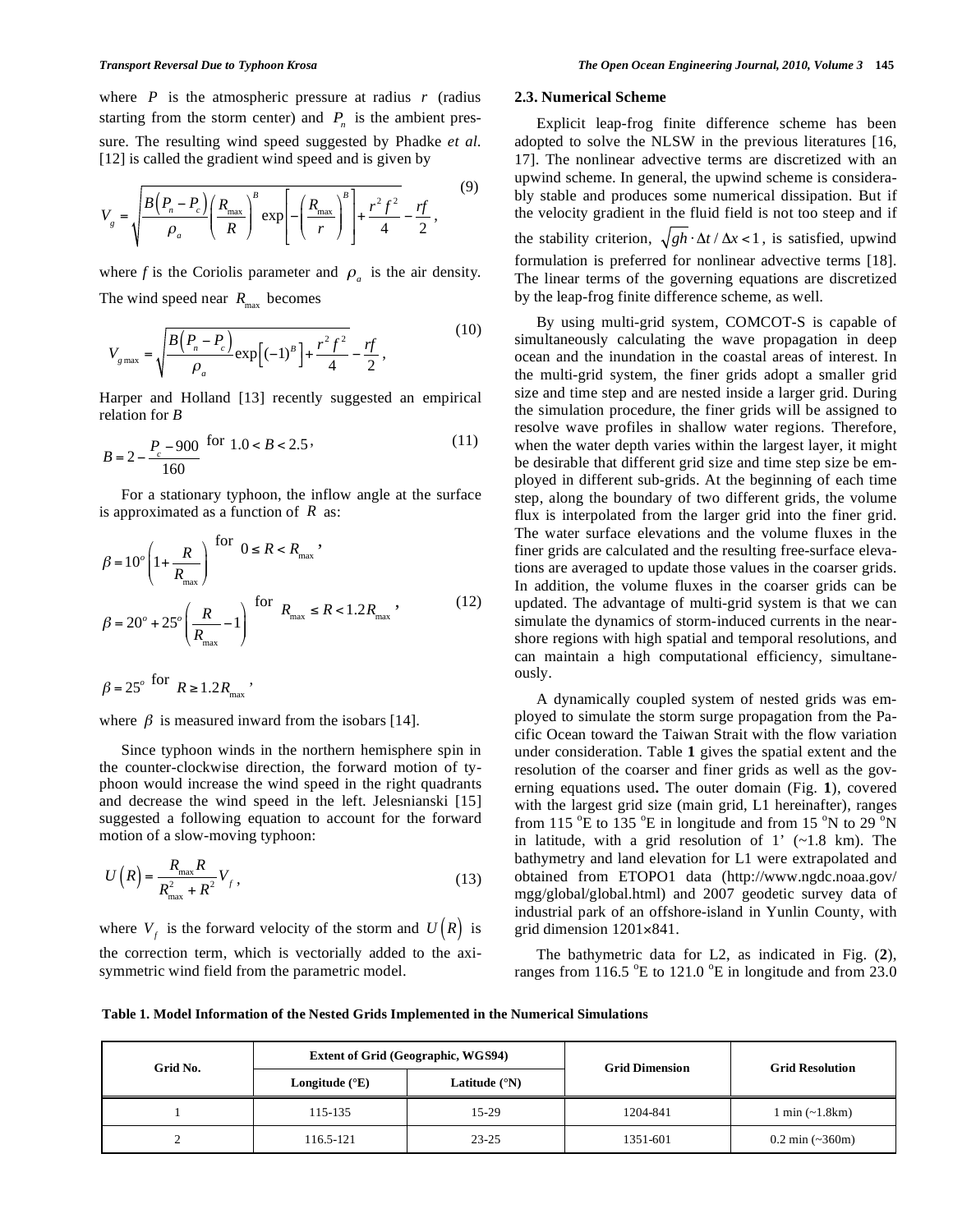where $P$ is the atmospheric pressure at radius $r$ (radius starting from the storm center) and $P_n$ is the ambient pressure. The resulting wind speed suggested by Phadke *et al.* [12] is called the gradient wind speed and is given by

$$V_g = \sqrt{\frac{B\left(P_n - P_c\right)}{\rho_a}\left(\frac{R_{\max}}{R}\right)^B \exp\left[-\left(\frac{R_{\max}}{r}\right)^B\right] + \frac{r^2 f^2}{4}} - \frac{rf}{2}, \tag{9}$$

where $f$ is the Coriolis parameter and $\rho_a$ is the air density. The wind speed near $R_{\max}$ becomes

$$V_{g\max} = \sqrt{\frac{B\left(P_n - P_c\right)}{\rho_a}\exp\left[(-1)^B\right] + \frac{r^2 f^2}{4}} - \frac{rf}{2}, \tag{10}$$

Harper and Holland [13] recently suggested an empirical relation for $B$

$$B = 2 - \frac{P_c - 900}{160} \text{ for } 1.0 < B < 2.5, \tag{11}$$

For a stationary typhoon, the inflow angle at the surface is approximated as a function of $R$ as:

$$\beta = 10^o\left(1 + \frac{R}{R_{\max}}\right) \text{ for } 0 \le R < R_{\max},$$

$$\beta = 20^o + 25^o\left(\frac{R}{R_{\max}} - 1\right) \text{ for } R_{\max} \le R < 1.2R_{\max}, \tag{12}$$

$$\beta = 25^o \text{ for } R \ge 1.2R_{\max},$$

where $\beta$ is measured inward from the isobars [14].

Since typhoon winds in the northern hemisphere spin in the counter-clockwise direction, the forward motion of typhoon would increase the wind speed in the right quadrants and decrease the wind speed in the left. Jelesnianski [15] suggested a following equation to account for the forward motion of a slow-moving typhoon:

$$U\left(R\right) = \frac{R_{\max}R}{R_{\max}^2 + R^2}V_f, \tag{13}$$

where $V_f$ is the forward velocity of the storm and $U\left(R\right)$ is the correction term, which is vectorially added to the axisymmetric wind field from the parametric model.

### 2.3. Numerical Scheme

Explicit leap-frog finite difference scheme has been adopted to solve the NLSW in the previous literatures [16, 17]. The nonlinear advective terms are discretized with an upwind scheme. In general, the upwind scheme is considerably stable and produces some numerical dissipation. But if the velocity gradient in the fluid field is not too steep and if the stability criterion, $\sqrt{gh} \cdot \Delta t / \Delta x < 1$, is satisfied, upwind formulation is preferred for nonlinear advective terms [18]. The linear terms of the governing equations are discretized by the leap-frog finite difference scheme, as well.

By using multi-grid system, COMCOT-S is capable of simultaneously calculating the wave propagation in deep ocean and the inundation in the coastal areas of interest. In the multi-grid system, the finer grids adopt a smaller grid size and time step and are nested inside a larger grid. During the simulation procedure, the finer grids will be assigned to resolve wave profiles in shallow water regions. Therefore, when the water depth varies within the largest layer, it might be desirable that different grid size and time step size be employed in different sub-grids. At the beginning of each time step, along the boundary of two different grids, the volume flux is interpolated from the larger grid into the finer grid. The water surface elevations and the volume fluxes in the finer grids are calculated and the resulting free-surface elevations are averaged to update those values in the coarser grids. In addition, the volume fluxes in the coarser grids can be updated. The advantage of multi-grid system is that we can simulate the dynamics of storm-induced currents in the near-shore regions with high spatial and temporal resolutions, and can maintain a high computational efficiency, simultaneously.

A dynamically coupled system of nested grids was employed to simulate the storm surge propagation from the Pacific Ocean toward the Taiwan Strait with the flow variation under consideration. Table **1** gives the spatial extent and the resolution of the coarser and finer grids as well as the governing equations used**.** The outer domain (Fig. **1**), covered with the largest grid size (main grid, L1 hereinafter), ranges from 115 °E to 135 °E in longitude and from 15 °N to 29 °N in latitude, with a grid resolution of 1' (~1.8 km). The bathymetry and land elevation for L1 were extrapolated and obtained from ETOPO1 data (http://www.ngdc.noaa.gov/mgg/global/global.html) and 2007 geodetic survey data of industrial park of an offshore-island in Yunlin County, with grid dimension 1201×841.

The bathymetric data for L2, as indicated in Fig. (**2**), ranges from 116.5 °E to 121.0 °E in longitude and from 23.0

**Table 1. Model Information of the Nested Grids Implemented in the Numerical Simulations**

| Grid No. | Extent of Grid (Geographic, WGS94) | | Grid Dimension | Grid Resolution |
|---|---|---|---|---|
| | Longitude (°E) | Latitude (°N) | | |
| 1 | 115-135 | 15-29 | 1204-841 | 1 min (~1.8km) |
| 2 | 116.5-121 | 23-25 | 1351-601 | 0.2 min (~360m) |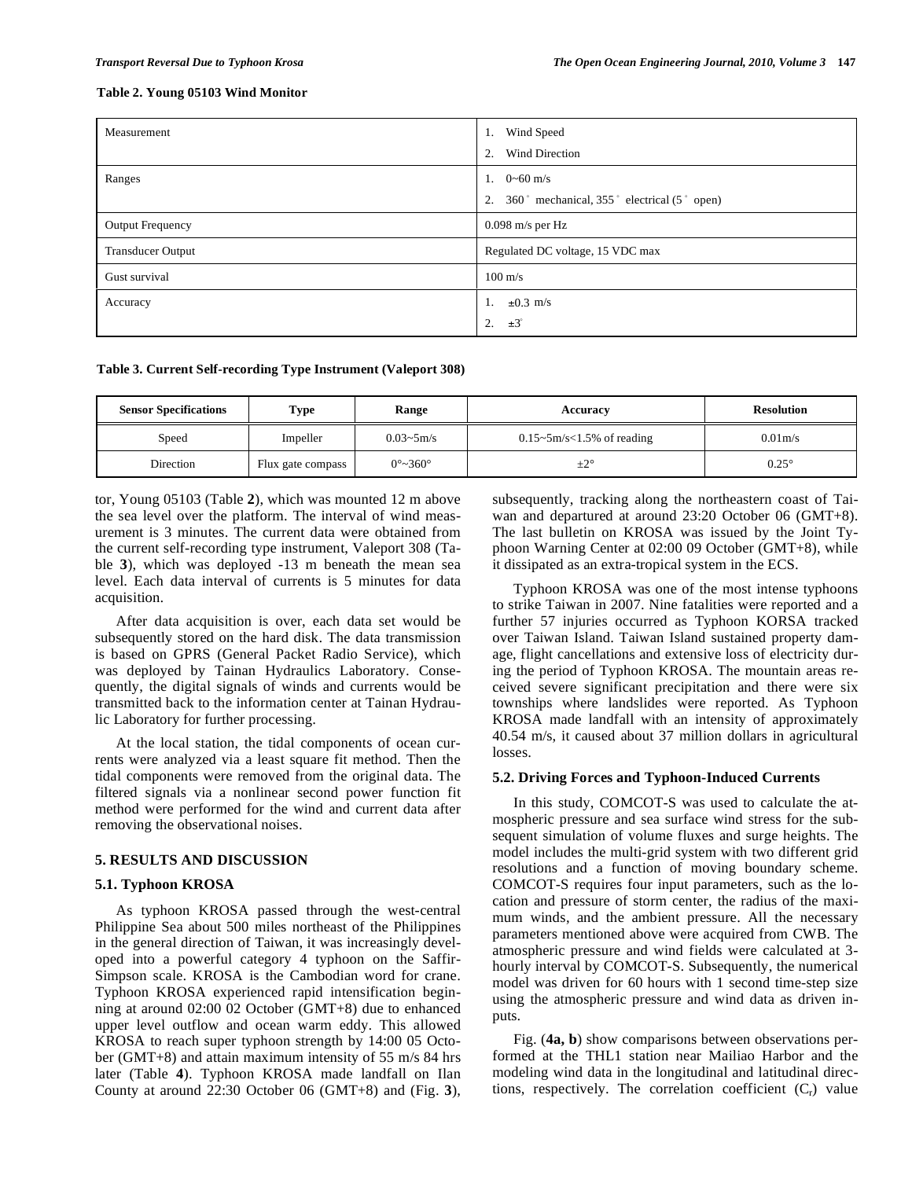**Table 2. Young 05103 Wind Monitor**

| | |
|---|---|
| Measurement | 1. Wind Speed<br>2. Wind Direction |
| Ranges | 1. 0~60 m/s<br>2. 360° mechanical, 355° electrical (5° open) |
| Output Frequency | 0.098 m/s per Hz |
| Transducer Output | Regulated DC voltage, 15 VDC max |
| Gust survival | 100 m/s |
| Accuracy | 1. ±0.3 m/s<br>2. ±3° |

**Table 3. Current Self-recording Type Instrument (Valeport 308)**

| Sensor Specifications | Type | Range | Accuracy | Resolution |
|---|---|---|---|---|
| Speed | Impeller | 0.03~5m/s | 0.15~5m/s<1.5% of reading | 0.01m/s |
| Direction | Flux gate compass | 0°~360° | ±2° | 0.25° |

tor, Young 05103 (Table **2**), which was mounted 12 m above the sea level over the platform. The interval of wind measurement is 3 minutes. The current data were obtained from the current self-recording type instrument, Valeport 308 (Table **3**), which was deployed -13 m beneath the mean sea level. Each data interval of currents is 5 minutes for data acquisition.

After data acquisition is over, each data set would be subsequently stored on the hard disk. The data transmission is based on GPRS (General Packet Radio Service), which was deployed by Tainan Hydraulics Laboratory. Consequently, the digital signals of winds and currents would be transmitted back to the information center at Tainan Hydraulic Laboratory for further processing.

At the local station, the tidal components of ocean currents were analyzed via a least square fit method. Then the tidal components were removed from the original data. The filtered signals via a nonlinear second power function fit method were performed for the wind and current data after removing the observational noises.

## 5. RESULTS AND DISCUSSION

### 5.1. Typhoon KROSA

As typhoon KROSA passed through the west-central Philippine Sea about 500 miles northeast of the Philippines in the general direction of Taiwan, it was increasingly developed into a powerful category 4 typhoon on the Saffir-Simpson scale. KROSA is the Cambodian word for crane. Typhoon KROSA experienced rapid intensification beginning at around 02:00 02 October (GMT+8) due to enhanced upper level outflow and ocean warm eddy. This allowed KROSA to reach super typhoon strength by 14:00 05 October (GMT+8) and attain maximum intensity of 55 m/s 84 hrs later (Table **4**). Typhoon KROSA made landfall on Ilan County at around 22:30 October 06 (GMT+8) and (Fig. **3**), subsequently, tracking along the northeastern coast of Taiwan and departured at around 23:20 October 06 (GMT+8). The last bulletin on KROSA was issued by the Joint Typhoon Warning Center at 02:00 09 October (GMT+8), while it dissipated as an extra-tropical system in the ECS.

Typhoon KROSA was one of the most intense typhoons to strike Taiwan in 2007. Nine fatalities were reported and a further 57 injuries occurred as Typhoon KORSA tracked over Taiwan Island. Taiwan Island sustained property damage, flight cancellations and extensive loss of electricity during the period of Typhoon KROSA. The mountain areas received severe significant precipitation and there were six townships where landslides were reported. As Typhoon KROSA made landfall with an intensity of approximately 40.54 m/s, it caused about 37 million dollars in agricultural losses.

### 5.2. Driving Forces and Typhoon-Induced Currents

In this study, COMCOT-S was used to calculate the atmospheric pressure and sea surface wind stress for the subsequent simulation of volume fluxes and surge heights. The model includes the multi-grid system with two different grid resolutions and a function of moving boundary scheme. COMCOT-S requires four input parameters, such as the location and pressure of storm center, the radius of the maximum winds, and the ambient pressure. All the necessary parameters mentioned above were acquired from CWB. The atmospheric pressure and wind fields were calculated at 3-hourly interval by COMCOT-S. Subsequently, the numerical model was driven for 60 hours with 1 second time-step size using the atmospheric pressure and wind data as driven inputs.

Fig. (**4a, b**) show comparisons between observations performed at the THL1 station near Mailiao Harbor and the modeling wind data in the longitudinal and latitudinal directions, respectively. The correlation coefficient ($C_r$) value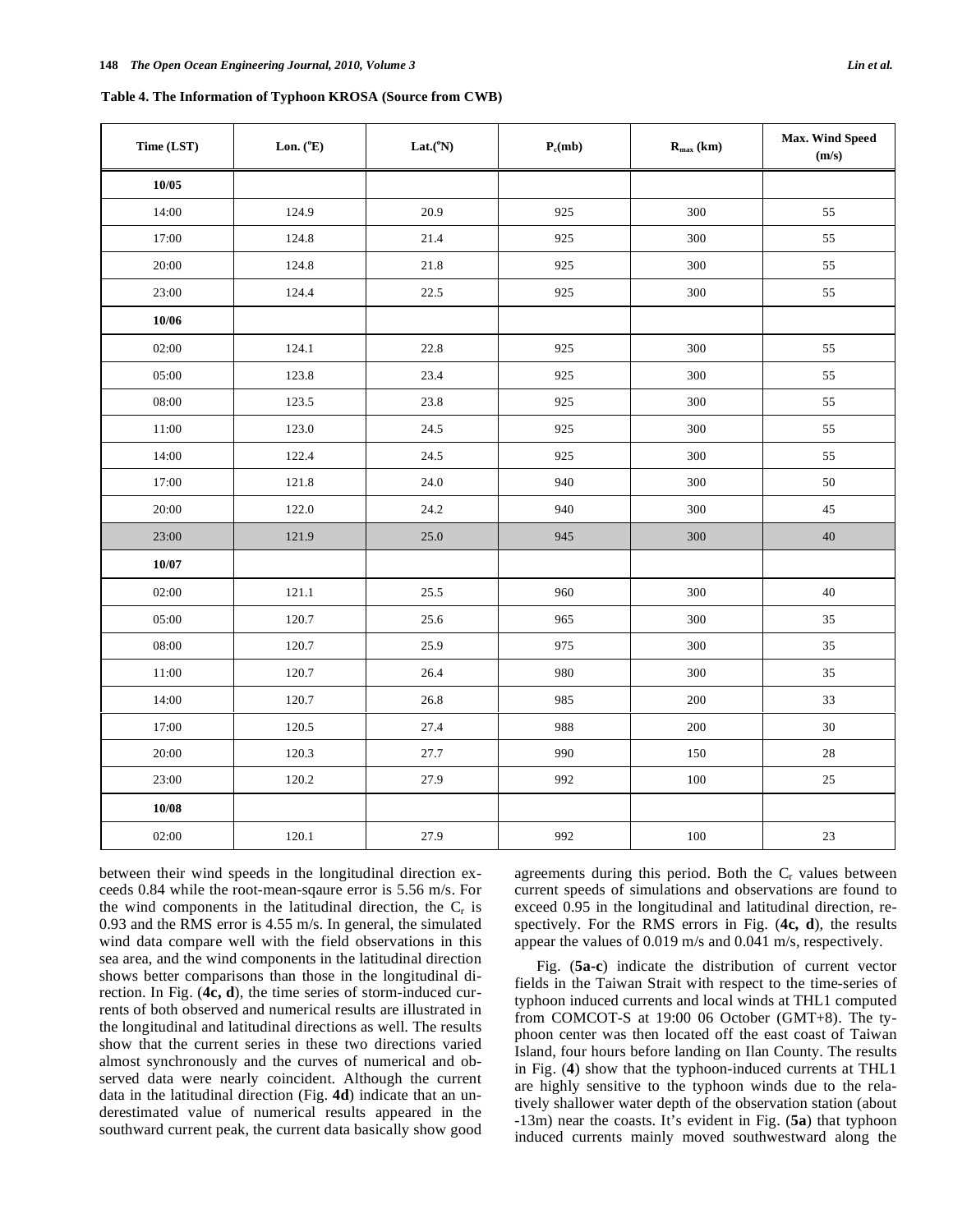**Table 4. The Information of Typhoon KROSA (Source from CWB)**

| Time (LST) | Lon. (°E) | Lat.(°N) | $P_c$(mb) | $R_{max}$ (km) | Max. Wind Speed (m/s) |
|---|---|---|---|---|---|
| **10/05** | | | | | |
| 14:00 | 124.9 | 20.9 | 925 | 300 | 55 |
| 17:00 | 124.8 | 21.4 | 925 | 300 | 55 |
| 20:00 | 124.8 | 21.8 | 925 | 300 | 55 |
| 23:00 | 124.4 | 22.5 | 925 | 300 | 55 |
| **10/06** | | | | | |
| 02:00 | 124.1 | 22.8 | 925 | 300 | 55 |
| 05:00 | 123.8 | 23.4 | 925 | 300 | 55 |
| 08:00 | 123.5 | 23.8 | 925 | 300 | 55 |
| 11:00 | 123.0 | 24.5 | 925 | 300 | 55 |
| 14:00 | 122.4 | 24.5 | 925 | 300 | 55 |
| 17:00 | 121.8 | 24.0 | 940 | 300 | 50 |
| 20:00 | 122.0 | 24.2 | 940 | 300 | 45 |
| 23:00 | 121.9 | 25.0 | 945 | 300 | 40 |
| **10/07** | | | | | |
| 02:00 | 121.1 | 25.5 | 960 | 300 | 40 |
| 05:00 | 120.7 | 25.6 | 965 | 300 | 35 |
| 08:00 | 120.7 | 25.9 | 975 | 300 | 35 |
| 11:00 | 120.7 | 26.4 | 980 | 300 | 35 |
| 14:00 | 120.7 | 26.8 | 985 | 200 | 33 |
| 17:00 | 120.5 | 27.4 | 988 | 200 | 30 |
| 20:00 | 120.3 | 27.7 | 990 | 150 | 28 |
| 23:00 | 120.2 | 27.9 | 992 | 100 | 25 |
| **10/08** | | | | | |
| 02:00 | 120.1 | 27.9 | 992 | 100 | 23 |

between their wind speeds in the longitudinal direction exceeds 0.84 while the root-mean-sqaure error is 5.56 m/s. For the wind components in the latitudinal direction, the $C_r$ is 0.93 and the RMS error is 4.55 m/s. In general, the simulated wind data compare well with the field observations in this sea area, and the wind components in the latitudinal direction shows better comparisons than those in the longitudinal direction. In Fig. (**4c, d**), the time series of storm-induced currents of both observed and numerical results are illustrated in the longitudinal and latitudinal directions as well. The results show that the current series in these two directions varied almost synchronously and the curves of numerical and observed data were nearly coincident. Although the current data in the latitudinal direction (Fig. **4d**) indicate that an underestimated value of numerical results appeared in the southward current peak, the current data basically show good agreements during this period. Both the $C_r$ values between current speeds of simulations and observations are found to exceed 0.95 in the longitudinal and latitudinal direction, respectively. For the RMS errors in Fig. (**4c, d**), the results appear the values of 0.019 m/s and 0.041 m/s, respectively.

Fig. (**5a-c**) indicate the distribution of current vector fields in the Taiwan Strait with respect to the time-series of typhoon induced currents and local winds at THL1 computed from COMCOT-S at 19:00 06 October (GMT+8). The typhoon center was then located off the east coast of Taiwan Island, four hours before landing on Ilan County. The results in Fig. (**4**) show that the typhoon-induced currents at THL1 are highly sensitive to the typhoon winds due to the relatively shallower water depth of the observation station (about -13m) near the coasts. It's evident in Fig. (**5a**) that typhoon induced currents mainly moved southwestward along the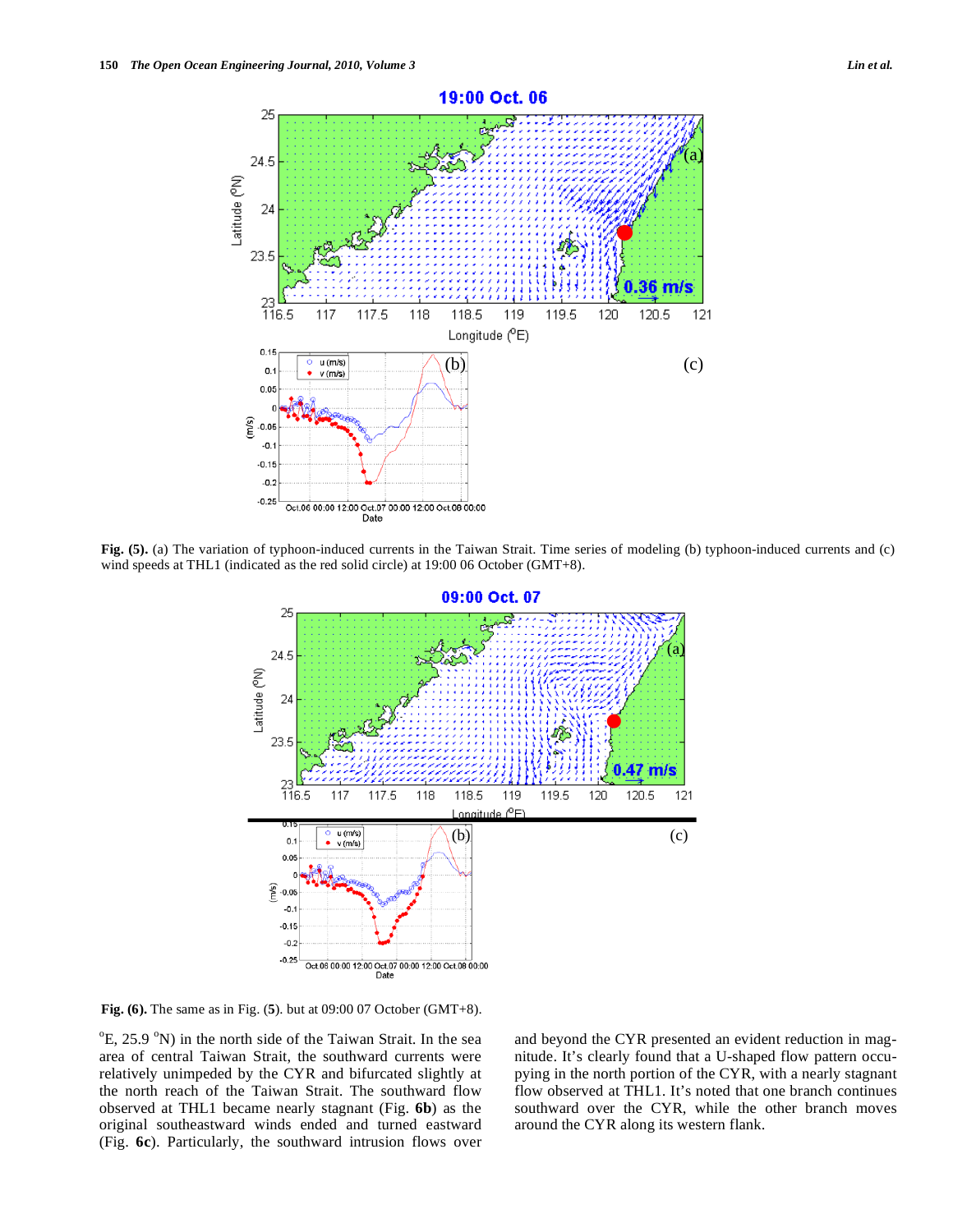**Fig. (5).** (a) The variation of typhoon-induced currents in the Taiwan Strait. Time series of modeling (b) typhoon-induced currents and (c) wind speeds at THL1 (indicated as the red solid circle) at 19:00 06 October (GMT+8).

**Fig. (6).** The same as in Fig. (**5**). but at 09:00 07 October (GMT+8).

$^{o}$E, 25.9 $^{o}$N) in the north side of the Taiwan Strait. In the sea area of central Taiwan Strait, the southward currents were relatively unimpeded by the CYR and bifurcated slightly at the north reach of the Taiwan Strait. The southward flow observed at THL1 became nearly stagnant (Fig. **6b**) as the original southeastward winds ended and turned eastward (Fig. **6c**). Particularly, the southward intrusion flows over and beyond the CYR presented an evident reduction in magnitude. It's clearly found that a U-shaped flow pattern occupying in the north portion of the CYR, with a nearly stagnant flow observed at THL1. It's noted that one branch continues southward over the CYR, while the other branch moves around the CYR along its western flank.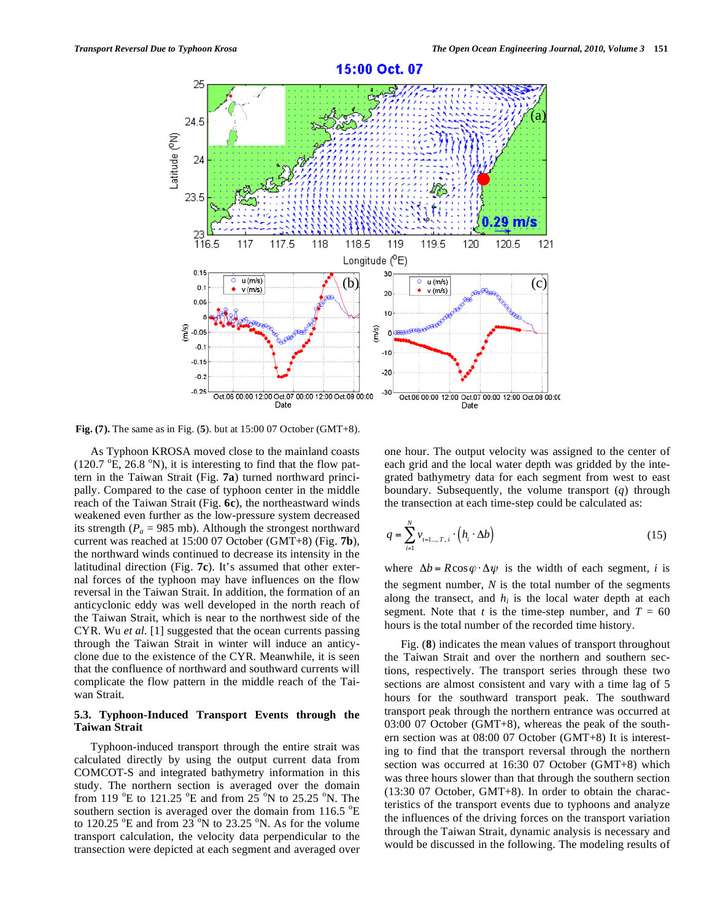**Fig. (7).** The same as in Fig. (**5**). but at 15:00 07 October (GMT+8).

As Typhoon KROSA moved close to the mainland coasts (120.7 °E, 26.8 °N), it is interesting to find that the flow pattern in the Taiwan Strait (Fig. **7a**) turned northward principally. Compared to the case of typhoon center in the middle reach of the Taiwan Strait (Fig. **6c**), the northeastward winds weakened even further as the low-pressure system decreased its strength ($P_a$ = 985 mb). Although the strongest northward current was reached at 15:00 07 October (GMT+8) (Fig. **7b**), the northward winds continued to decrease its intensity in the latitudinal direction (Fig. **7c**). It's assumed that other external forces of the typhoon may have influences on the flow reversal in the Taiwan Strait. In addition, the formation of an anticyclonic eddy was well developed in the north reach of the Taiwan Strait, which is near to the northwest side of the CYR. Wu *et al.* [1] suggested that the ocean currents passing through the Taiwan Strait in winter will induce an anticyclone due to the existence of the CYR. Meanwhile, it is seen that the confluence of northward and southward currents will complicate the flow pattern in the middle reach of the Taiwan Strait.

### 5.3. Typhoon-Induced Transport Events through the Taiwan Strait

Typhoon-induced transport through the entire strait was calculated directly by using the output current data from COMCOT-S and integrated bathymetry information in this study. The northern section is averaged over the domain from 119 °E to 121.25 °E and from 25 °N to 25.25 °N. The southern section is averaged over the domain from 116.5 °E to 120.25 °E and from 23 °N to 23.25 °N. As for the volume transport calculation, the velocity data perpendicular to the transection were depicted at each segment and averaged over one hour. The output velocity was assigned to the center of each grid and the local water depth was gridded by the integrated bathymetry data for each segment from west to east boundary. Subsequently, the volume transport ($q$) through the transection at each time-step could be calculated as:

$$q = \sum_{i=1}^{N} v_{t=1\ldots,T,i} \cdot \left(h_i \cdot \Delta b\right) \tag{15}$$

where $\Delta b = R\cos\varphi \cdot \Delta\psi$ is the width of each segment, $i$ is the segment number, $N$ is the total number of the segments along the transect, and $h_i$ is the local water depth at each segment. Note that $t$ is the time-step number, and $T$ = 60 hours is the total number of the recorded time history.

Fig. (**8**) indicates the mean values of transport throughout the Taiwan Strait and over the northern and southern sections, respectively. The transport series through these two sections are almost consistent and vary with a time lag of 5 hours for the southward transport peak. The southward transport peak through the northern entrance was occurred at 03:00 07 October (GMT+8), whereas the peak of the southern section was at 08:00 07 October (GMT+8) It is interesting to find that the transport reversal through the northern section was occurred at 16:30 07 October (GMT+8) which was three hours slower than that through the southern section (13:30 07 October, GMT+8). In order to obtain the characteristics of the transport events due to typhoons and analyze the influences of the driving forces on the transport variation through the Taiwan Strait, dynamic analysis is necessary and would be discussed in the following. The modeling results of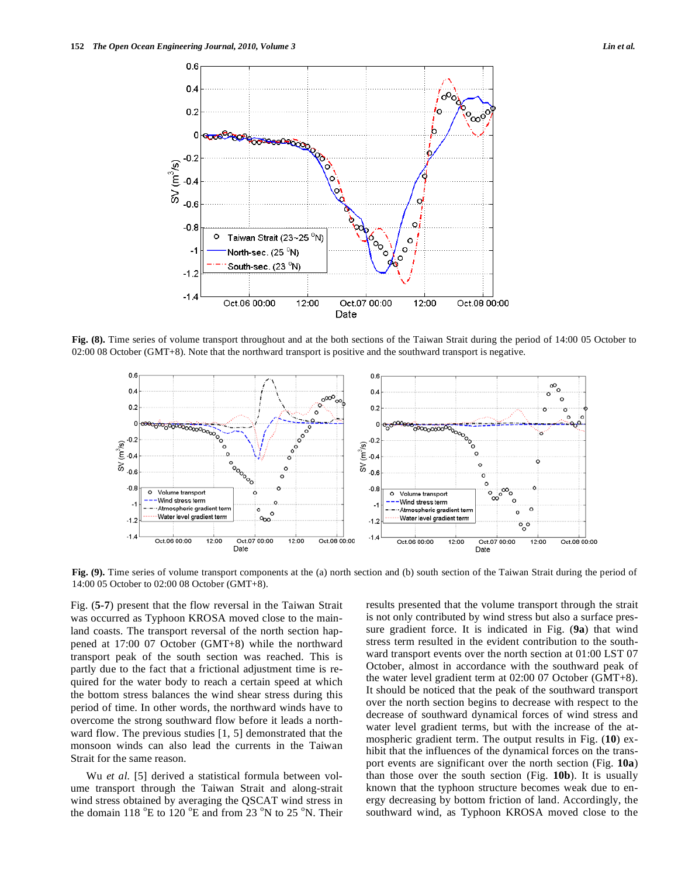**Fig. (8).** Time series of volume transport throughout and at the both sections of the Taiwan Strait during the period of 14:00 05 October to 02:00 08 October (GMT+8). Note that the northward transport is positive and the southward transport is negative.

**Fig. (9).** Time series of volume transport components at the (a) north section and (b) south section of the Taiwan Strait during the period of 14:00 05 October to 02:00 08 October (GMT+8).

Fig. (**5-7**) present that the flow reversal in the Taiwan Strait was occurred as Typhoon KROSA moved close to the mainland coasts. The transport reversal of the north section happened at 17:00 07 October (GMT+8) while the northward transport peak of the south section was reached. This is partly due to the fact that a frictional adjustment time is required for the water body to reach a certain speed at which the bottom stress balances the wind shear stress during this period of time. In other words, the northward winds have to overcome the strong southward flow before it leads a northward flow. The previous studies [1, 5] demonstrated that the monsoon winds can also lead the currents in the Taiwan Strait for the same reason.

Wu *et al.* [5] derived a statistical formula between volume transport through the Taiwan Strait and along-strait wind stress obtained by averaging the QSCAT wind stress in the domain 118 $^{o}$E to 120 $^{o}$E and from 23 $^{o}$N to 25 $^{o}$N. Their results presented that the volume transport through the strait is not only contributed by wind stress but also a surface pressure gradient force. It is indicated in Fig. (**9a**) that wind stress term resulted in the evident contribution to the southward transport events over the north section at 01:00 LST 07 October, almost in accordance with the southward peak of the water level gradient term at 02:00 07 October (GMT+8). It should be noticed that the peak of the southward transport over the north section begins to decrease with respect to the decrease of southward dynamical forces of wind stress and water level gradient terms, but with the increase of the atmospheric gradient term. The output results in Fig. (**10**) exhibit that the influences of the dynamical forces on the transport events are significant over the north section (Fig. **10a**) than those over the south section (Fig. **10b**). It is usually known that the typhoon structure becomes weak due to energy decreasing by bottom friction of land. Accordingly, the southward wind, as Typhoon KROSA moved close to the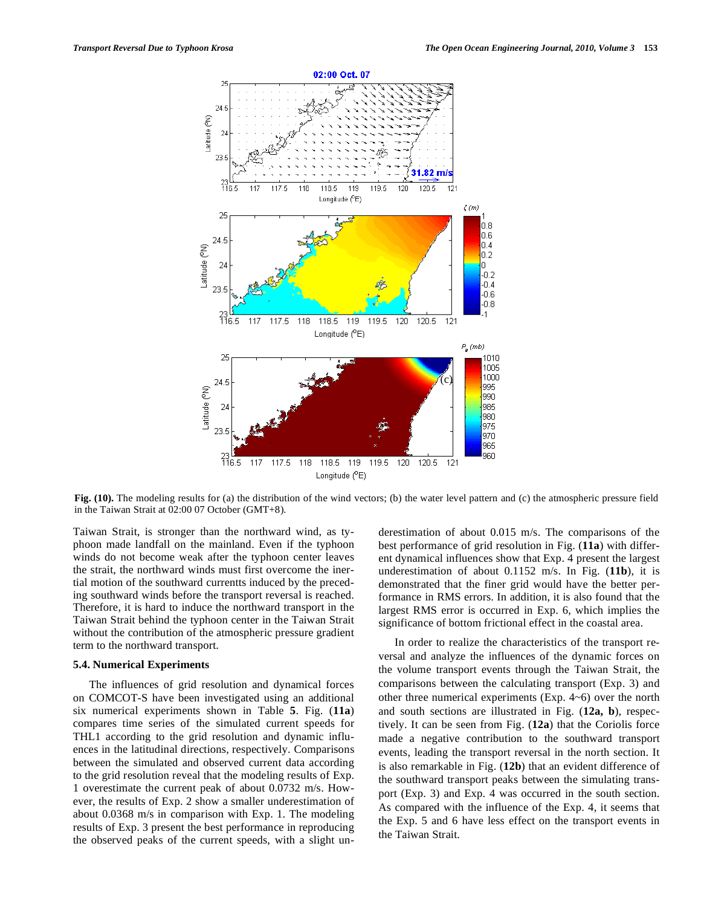Fig. (10). The modeling results for (a) the distribution of the wind vectors; (b) the water level pattern and (c) the atmospheric pressure field in the Taiwan Strait at 02:00 07 October (GMT+8).

Taiwan Strait, is stronger than the northward wind, as typhoon made landfall on the mainland. Even if the typhoon winds do not become weak after the typhoon center leaves the strait, the northward winds must first overcome the inertial motion of the southward currentts induced by the preceding southward winds before the transport reversal is reached. Therefore, it is hard to induce the northward transport in the Taiwan Strait behind the typhoon center in the Taiwan Strait without the contribution of the atmospheric pressure gradient term to the northward transport.

### 5.4. Numerical Experiments

The influences of grid resolution and dynamical forces on COMCOT-S have been investigated using an additional six numerical experiments shown in Table **5**. Fig. (**11a**) compares time series of the simulated current speeds for THL1 according to the grid resolution and dynamic influences in the latitudinal directions, respectively. Comparisons between the simulated and observed current data according to the grid resolution reveal that the modeling results of Exp. 1 overestimate the current peak of about 0.0732 m/s. However, the results of Exp. 2 show a smaller underestimation of about 0.0368 m/s in comparison with Exp. 1. The modeling results of Exp. 3 present the best performance in reproducing the observed peaks of the current speeds, with a slight underestimation of about 0.015 m/s. The comparisons of the best performance of grid resolution in Fig. (**11a**) with different dynamical influences show that Exp. 4 present the largest underestimation of about 0.1152 m/s. In Fig. (**11b**), it is demonstrated that the finer grid would have the better performance in RMS errors. In addition, it is also found that the largest RMS error is occurred in Exp. 6, which implies the significance of bottom frictional effect in the coastal area.

In order to realize the characteristics of the transport reversal and analyze the influences of the dynamic forces on the volume transport events through the Taiwan Strait, the comparisons between the calculating transport (Exp. 3) and other three numerical experiments (Exp. 4~6) over the north and south sections are illustrated in Fig. (**12a, b**), respectively. It can be seen from Fig. (**12a**) that the Coriolis force made a negative contribution to the southward transport events, leading the transport reversal in the north section. It is also remarkable in Fig. (**12b**) that an evident difference of the southward transport peaks between the simulating transport (Exp. 3) and Exp. 4 was occurred in the south section. As compared with the influence of the Exp. 4, it seems that the Exp. 5 and 6 have less effect on the transport events in the Taiwan Strait.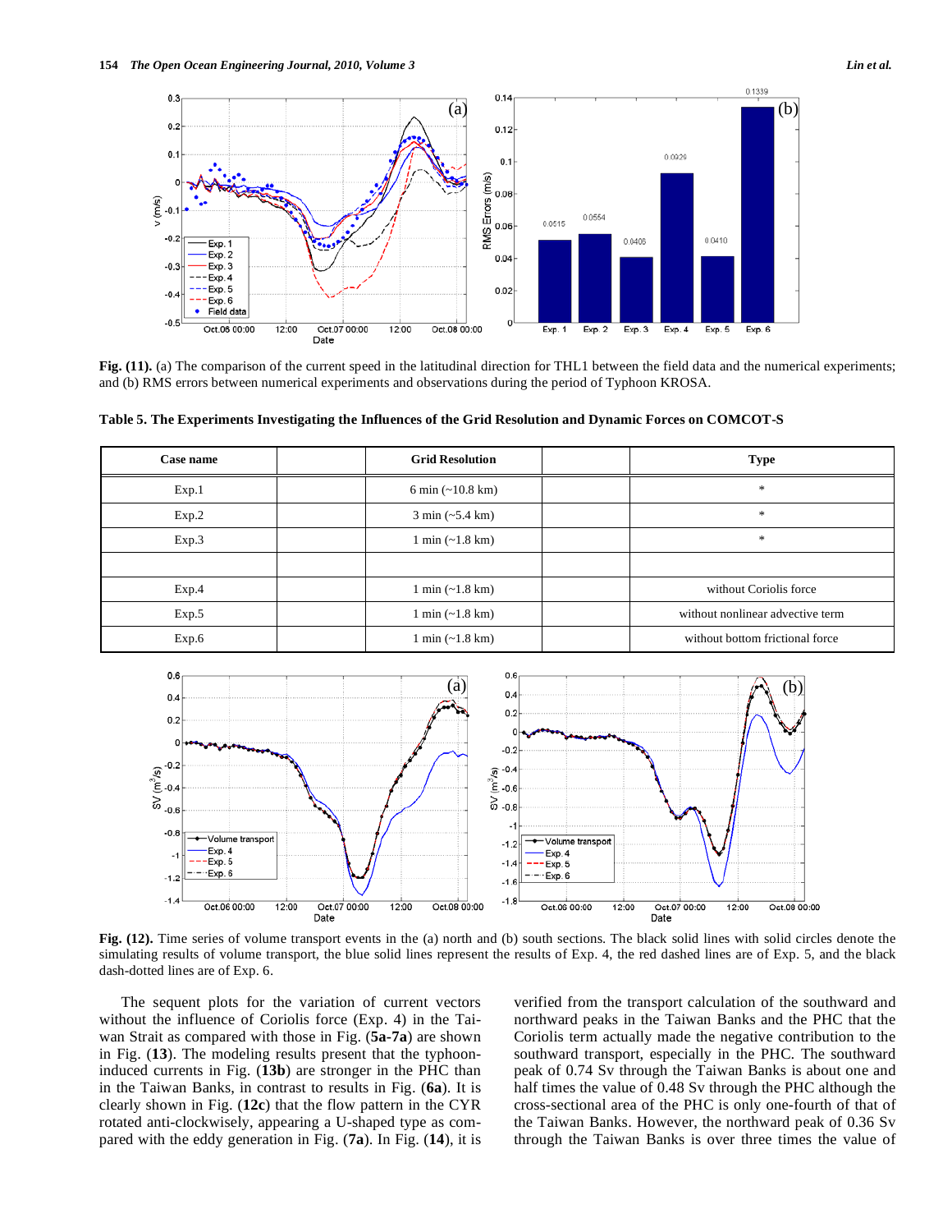Fig. (11). (a) The comparison of the current speed in the latitudinal direction for THL1 between the field data and the numerical experiments; and (b) RMS errors between numerical experiments and observations during the period of Typhoon KROSA.

**Table 5. The Experiments Investigating the Influences of the Grid Resolution and Dynamic Forces on COMCOT-S**

| Case name | | Grid Resolution | | Type |
|---|---|---|---|---|
| Exp.1 | | 6 min (~10.8 km) | | * |
| Exp.2 | | 3 min (~5.4 km) | | * |
| Exp.3 | | 1 min (~1.8 km) | | * |
| | | | | |
| Exp.4 | | 1 min (~1.8 km) | | without Coriolis force |
| Exp.5 | | 1 min (~1.8 km) | | without nonlinear advective term |
| Exp.6 | | 1 min (~1.8 km) | | without bottom frictional force |

Fig. (12). Time series of volume transport events in the (a) north and (b) south sections. The black solid lines with solid circles denote the simulating results of volume transport, the blue solid lines represent the results of Exp. 4, the red dashed lines are of Exp. 5, and the black dash-dotted lines are of Exp. 6.

The sequent plots for the variation of current vectors without the influence of Coriolis force (Exp. 4) in the Taiwan Strait as compared with those in Fig. (**5a-7a**) are shown in Fig. (**13**). The modeling results present that the typhoon-induced currents in Fig. (**13b**) are stronger in the PHC than in the Taiwan Banks, in contrast to results in Fig. (**6a**). It is clearly shown in Fig. (**12c**) that the flow pattern in the CYR rotated anti-clockwisely, appearing a U-shaped type as compared with the eddy generation in Fig. (**7a**). In Fig. (**14**), it is verified from the transport calculation of the southward and northward peaks in the Taiwan Banks and the PHC that the Coriolis term actually made the negative contribution to the southward transport, especially in the PHC. The southward peak of 0.74 Sv through the Taiwan Banks is about one and half times the value of 0.48 Sv through the PHC although the cross-sectional area of the PHC is only one-fourth of that of the Taiwan Banks. However, the northward peak of 0.36 Sv through the Taiwan Banks is over three times the value of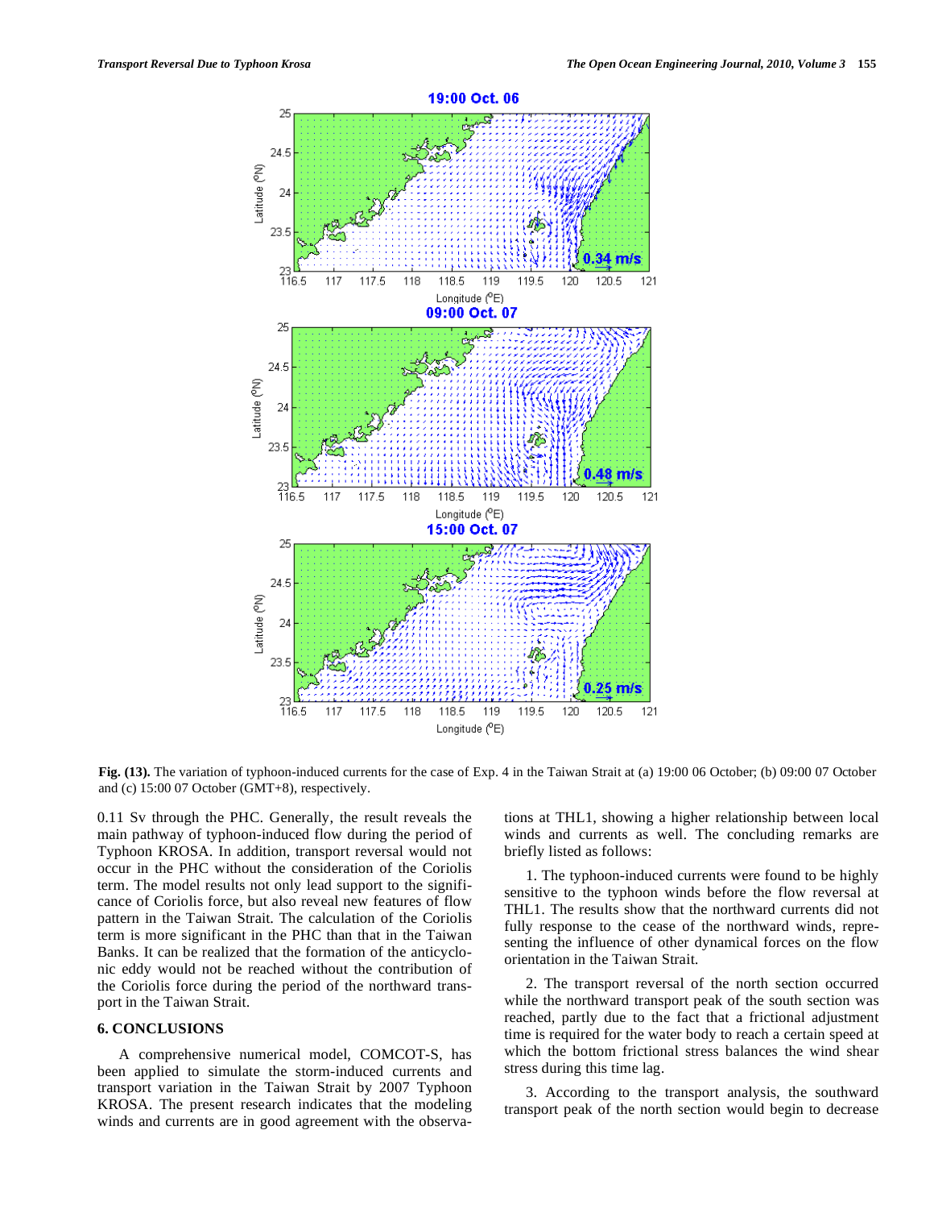**Fig. (13).** The variation of typhoon-induced currents for the case of Exp. 4 in the Taiwan Strait at (a) 19:00 06 October; (b) 09:00 07 October and (c) 15:00 07 October (GMT+8), respectively.

0.11 Sv through the PHC. Generally, the result reveals the main pathway of typhoon-induced flow during the period of Typhoon KROSA. In addition, transport reversal would not occur in the PHC without the consideration of the Coriolis term. The model results not only lead support to the significance of Coriolis force, but also reveal new features of flow pattern in the Taiwan Strait. The calculation of the Coriolis term is more significant in the PHC than that in the Taiwan Banks. It can be realized that the formation of the anticyclonic eddy would not be reached without the contribution of the Coriolis force during the period of the northward transport in the Taiwan Strait.

## 6. CONCLUSIONS

A comprehensive numerical model, COMCOT-S, has been applied to simulate the storm-induced currents and transport variation in the Taiwan Strait by 2007 Typhoon KROSA. The present research indicates that the modeling winds and currents are in good agreement with the observations at THL1, showing a higher relationship between local winds and currents as well. The concluding remarks are briefly listed as follows:

1. The typhoon-induced currents were found to be highly sensitive to the typhoon winds before the flow reversal at THL1. The results show that the northward currents did not fully response to the cease of the northward winds, representing the influence of other dynamical forces on the flow orientation in the Taiwan Strait.

2. The transport reversal of the north section occurred while the northward transport peak of the south section was reached, partly due to the fact that a frictional adjustment time is required for the water body to reach a certain speed at which the bottom frictional stress balances the wind shear stress during this time lag.

3. According to the transport analysis, the southward transport peak of the north section would begin to decrease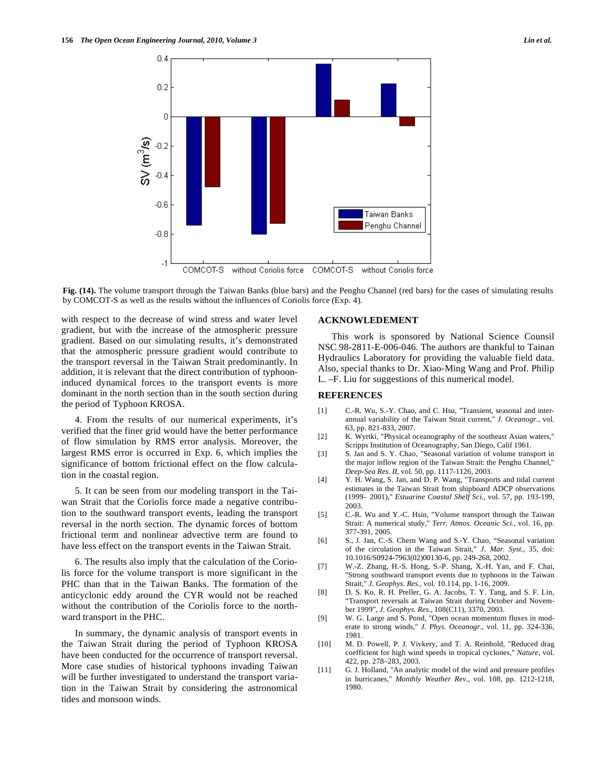Fig. (14). The volume transport through the Taiwan Banks (blue bars) and the Penghu Channel (red bars) for the cases of simulating results by COMCOT-S as well as the results without the influences of Coriolis force (Exp. 4).

with respect to the decrease of wind stress and water level gradient, but with the increase of the atmospheric pressure gradient. Based on our simulating results, it's demonstrated that the atmospheric pressure gradient would contribute to the transport reversal in the Taiwan Strait predominantly. In addition, it is relevant that the direct contribution of typhoon-induced dynamical forces to the transport events is more dominant in the north section than in the south section during the period of Typhoon KROSA.

4. From the results of our numerical experiments, it's verified that the finer grid would have the better performance of flow simulation by RMS error analysis. Moreover, the largest RMS error is occurred in Exp. 6, which implies the significance of bottom frictional effect on the flow calculation in the coastal region.

5. It can be seen from our modeling transport in the Taiwan Strait that the Coriolis force made a negative contribution to the southward transport events, leading the transport reversal in the north section. The dynamic forces of bottom frictional term and nonlinear advective term are found to have less effect on the transport events in the Taiwan Strait.

6. The results also imply that the calculation of the Coriolis force for the volume transport is more significant in the PHC than that in the Taiwan Banks. The formation of the anticyclonic eddy around the CYR would not be reached without the contribution of the Coriolis force to the northward transport in the PHC.

In summary, the dynamic analysis of transport events in the Taiwan Strait during the period of Typhoon KROSA have been conducted for the occurrence of transport reversal. More case studies of historical typhoons invading Taiwan will be further investigated to understand the transport variation in the Taiwan Strait by considering the astronomical tides and monsoon winds.

## ACKNOWLEDEMENT

This work is sponsored by National Science Counsil NSC 98-2811-E-006-046. The authors are thankful to Tainan Hydraulics Laboratory for providing the valuable field data. Also, special thanks to Dr. Xiao-Ming Wang and Prof. Philip L. –F. Liu for suggestions of this numerical model.

## REFERENCES

[1] C.-R. Wu, S.-Y. Chao, and C. Hsu, "Transient, seasonal and inter-annual variability of the Taiwan Strait current," *J. Oceanogr.*, vol. 63, pp. 821-833, 2007.

[2] K. Wyrtki, "Physical oceanography of the southeast Asian waters," Scripps Institution of Oceanography, San Diego, Calif 1961.

[3] S. Jan and S. Y. Chao, "Seasonal variation of volume transport in the major inflow region of the Taiwan Strait: the Penghu Channel," *Deep-Sea Res. II*, vol. 50, pp. 1117-1126, 2003.

[4] Y. H. Wang, S. Jan, and D. P. Wang, "Transports and tidal current estimates in the Taiwan Strait from shipboard ADCP observations (1999– 2001)," *Estuarine Coastal Shelf Sci.*, vol. 57, pp. 193-199, 2003.

[5] C.-R. Wu and Y.-C. Hsin, "Volume transport through the Taiwan Strait: A numerical study," *Terr. Atmos. Oceanic Sci.*, vol. 16, pp. 377-391, 2005.

[6] S., J. Jan, C.-S. Chern Wang and S.-Y. Chao, "Seasonal variation of the circulation in the Taiwan Strait," *J. Mar. Syst.*, 35, doi: 10.1016/S0924-7963(02)00130-6, pp. 249-268, 2002.

[7] W.-Z. Zhang, H.-S. Hong, S.-P. Shang, X.-H. Yan, and F. Chai, "Strong southward transport events due to typhoons in the Taiwan Strait," *J. Geophys. Res.*, vol. 10.114, pp. 1-16, 2009.

[8] D. S. Ko, R. H. Preller, G. A. Jacobs, T. Y. Tang, and S. F. Lin, "Transport reversals at Taiwan Strait during October and November 1999", *J. Geophys. Res.*, 108(C11), 3370, 2003.

[9] W. G. Large and S. Pond, "Open ocean momentum fluxes in moderate to strong winds," *J. Phys. Oceanogr.*, vol. 11, pp. 324-336, 1981.

[10] M. D. Powell, P. J. Vivkery, and T. A. Reinhold, "Reduced drag coefficient for high wind speeds in tropical cyclones," *Nature*, vol. 422, pp. 278–283, 2003.

[11] G. J. Holland, "An analytic model of the wind and pressure profiles in hurricanes," *Monthly Weather Rev.*, vol. 108, pp. 1212-1218, 1980.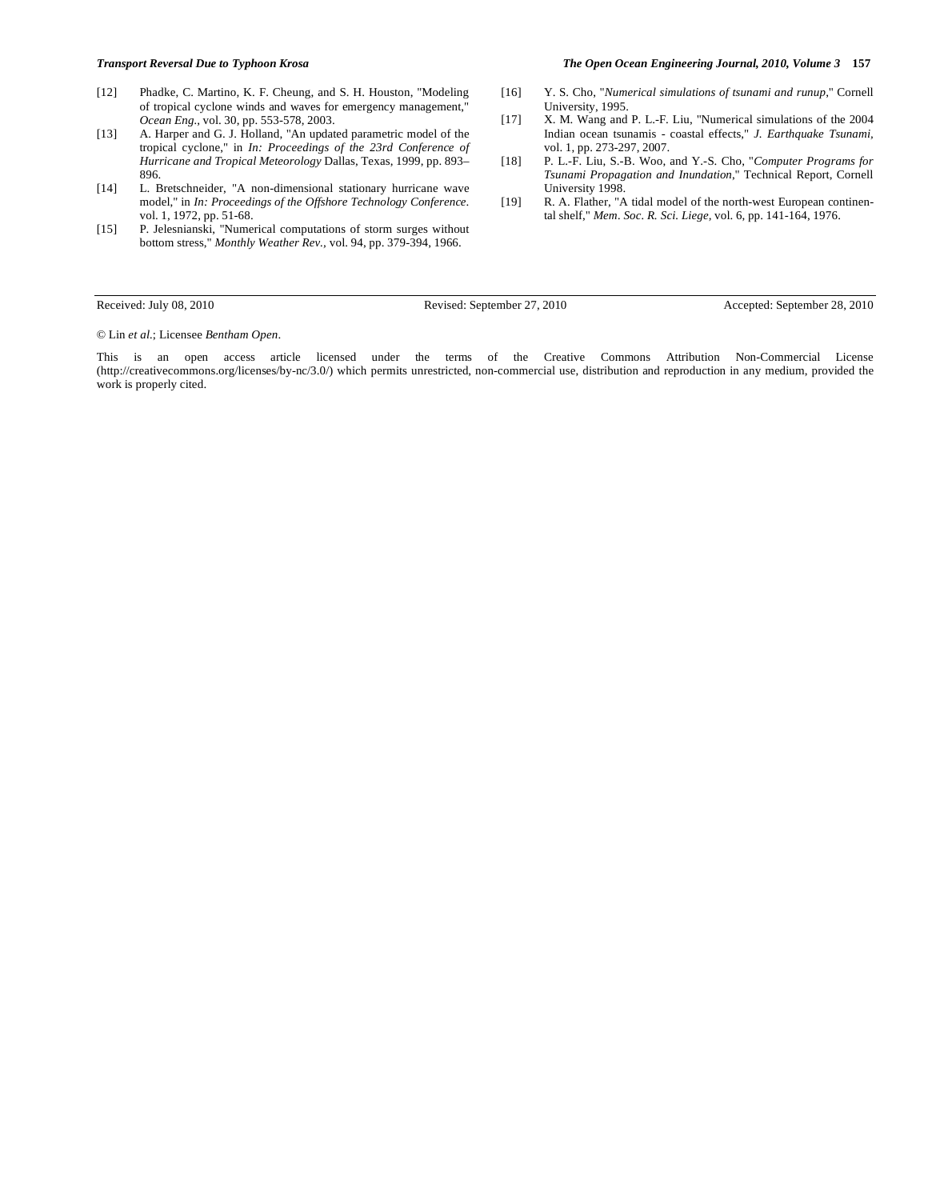[12] Phadke, C. Martino, K. F. Cheung, and S. H. Houston, "Modeling of tropical cyclone winds and waves for emergency management," *Ocean Eng.*, vol. 30, pp. 553-578, 2003.

[13] A. Harper and G. J. Holland, "An updated parametric model of the tropical cyclone," in *In: Proceedings of the 23rd Conference of Hurricane and Tropical Meteorology* Dallas, Texas, 1999, pp. 893–896.

[14] L. Bretschneider, "A non-dimensional stationary hurricane wave model," in *In: Proceedings of the Offshore Technology Conference*. vol. 1, 1972, pp. 51-68.

[15] P. Jelesnianski, "Numerical computations of storm surges without bottom stress," *Monthly Weather Rev.*, vol. 94, pp. 379-394, 1966.

[16] Y. S. Cho, "*Numerical simulations of tsunami and runup*," Cornell University, 1995.

[17] X. M. Wang and P. L.-F. Liu, "Numerical simulations of the 2004 Indian ocean tsunamis - coastal effects," *J. Earthquake Tsunami*, vol. 1, pp. 273-297, 2007.

[18] P. L.-F. Liu, S.-B. Woo, and Y.-S. Cho, "*Computer Programs for Tsunami Propagation and Inundation*," Technical Report, Cornell University 1998.

[19] R. A. Flather, "A tidal model of the north-west European continental shelf," *Mem. Soc. R. Sci. Liege*, vol. 6, pp. 141-164, 1976.

---

Received: July 08, 2010 Revised: September 27, 2010 Accepted: September 28, 2010

© Lin *et al*.; Licensee *Bentham Open*.

This is an open access article licensed under the terms of the Creative Commons Attribution Non-Commercial License (http://creativecommons.org/licenses/by-nc/3.0/) which permits unrestricted, non-commercial use, distribution and reproduction in any medium, provided the work is properly cited.